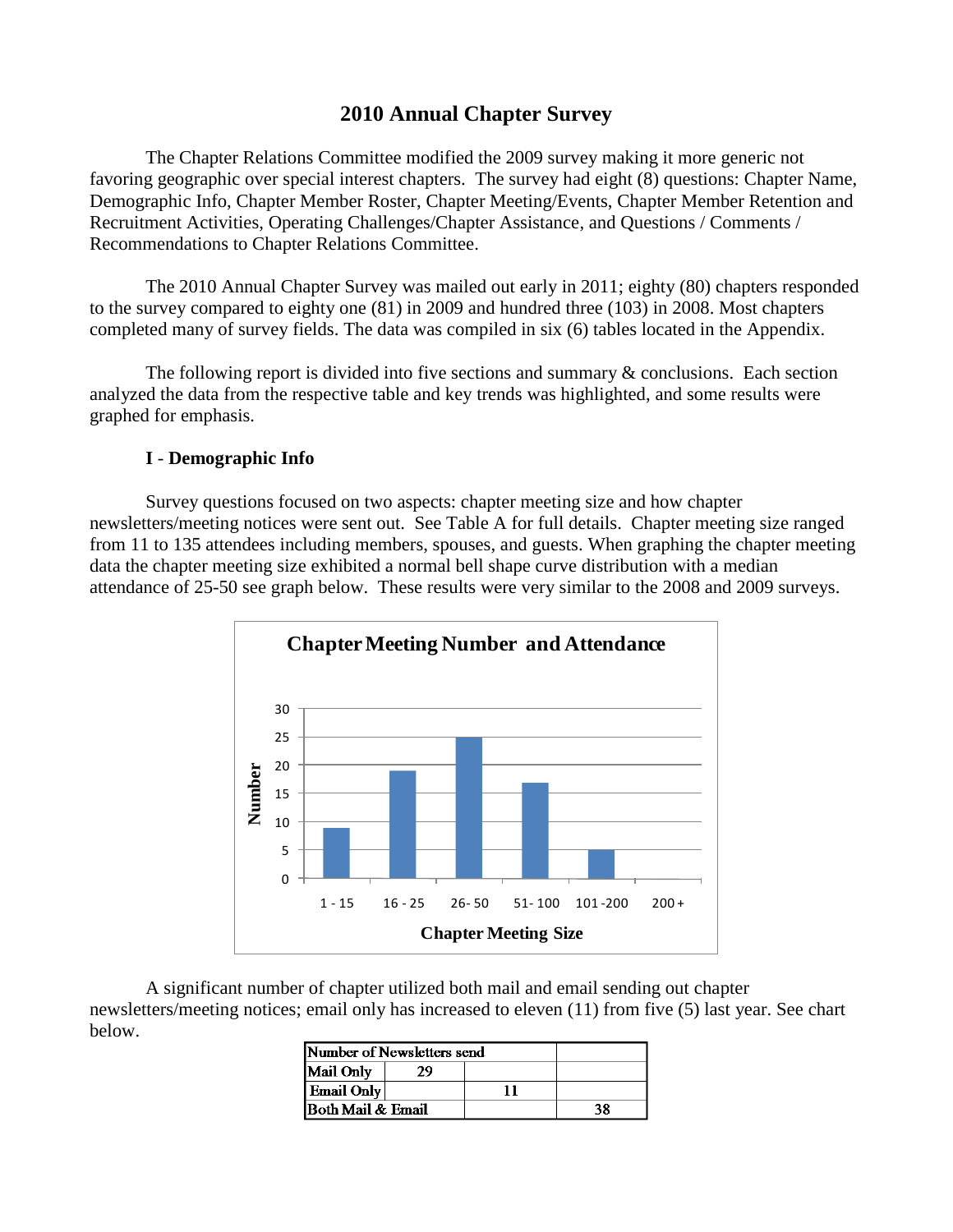# 2010 Annual Chapter Survey

The Chapter Relations Committee modified the 2009 survey making it more generic not favoring geographic over special interest chapters. The survey had eight (8) questions: Chapter Name, Demographic Info, Chapter Member Roster, Chapter Meeting/Events, Chapter Member Retention and Recruitment Activities, Operating Challenges/Chapter Assistance, and Questions / Comments / Recommendations to Chapter Relations Committee.

The 2010 Annual Chapter Survey was mailed out early in 2011; eighty (80) chapters responded to the survey compared to eighty one (81) in 2009 and hundred three (103) in 2008. Most chapters completed many of survey fields. The data was compiled in six (6) tables located in the Appendix.

The following report is divided into five sections and summary & conclusions. Each section analyzed the data from the respective table and key trends was highlighted, and some results were graphed for emphasis.

### I - Demographic Info

Survey questions focused on two aspects: chapter meeting size and how chapter newsletters/meeting notices were sent out. See Table A for full details. Chapter meeting size ranged from 11 to 135 attendees including members, spouses, and guests. When graphing the chapter meeting data the chapter meeting size exhibited a normal bell shape curve distribution with a median attendance of 25-50 see graph below. These results were very similar to the 2008 and 2009 surveys.

**Chapter Meeting Number and Attendance**

A significant number of chapter utilized both mail and email sending out chapter newsletters/meeting notices; email only has increased to eleven (11) from five (5) last year. See chart below.

| Number of Newsletters send | | | |
|---|---|---|---|
| Mail Only | 29 | | |
| Email Only | | 11 | |
| Both Mail & Email | | | 38 |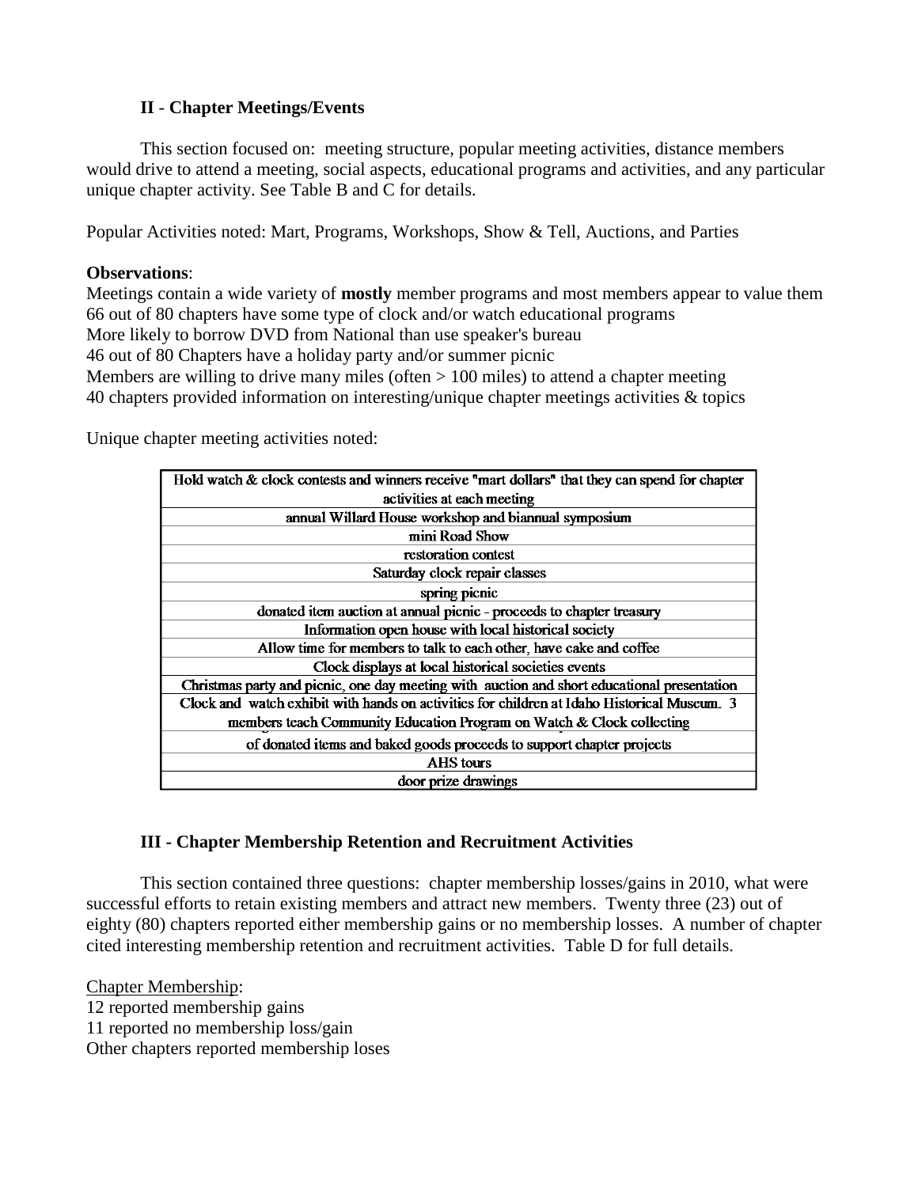### II - Chapter Meetings/Events

This section focused on: meeting structure, popular meeting activities, distance members would drive to attend a meeting, social aspects, educational programs and activities, and any particular unique chapter activity. See Table B and C for details.

Popular Activities noted: Mart, Programs, Workshops, Show & Tell, Auctions, and Parties

**Observations**:

Meetings contain a wide variety of **mostly** member programs and most members appear to value them
66 out of 80 chapters have some type of clock and/or watch educational programs
More likely to borrow DVD from National than use speaker's bureau
46 out of 80 Chapters have a holiday party and/or summer picnic
Members are willing to drive many miles (often > 100 miles) to attend a chapter meeting
40 chapters provided information on interesting/unique chapter meetings activities & topics

Unique chapter meeting activities noted:

| Hold watch & clock contests and winners receive "mart dollars" that they can spend for chapter activities at each meeting |
|---|
| annual Willard House workshop and biannual symposium |
| mini Road Show |
| restoration contest |
| Saturday clock repair classes |
| spring picnic |
| donated item auction at annual picnic - proceeds to chapter treasury |
| Information open house with local historical society |
| Allow time for members to talk to each other, have cake and coffee |
| Clock displays at local historical societies events |
| Christmas party and picnic, one day meeting with auction and short educational presentation |
| Clock and watch exhibit with hands on activities for children at Idaho Historical Museum. 3 members teach Community Education Program on Watch & Clock collecting |
| of donated items and baked goods proceeds to support chapter projects |
| AHS tours |
| door prize drawings |

### III - Chapter Membership Retention and Recruitment Activities

This section contained three questions: chapter membership losses/gains in 2010, what were successful efforts to retain existing members and attract new members. Twenty three (23) out of eighty (80) chapters reported either membership gains or no membership losses. A number of chapter cited interesting membership retention and recruitment activities. Table D for full details.

Chapter Membership:
12 reported membership gains
11 reported no membership loss/gain
Other chapters reported membership loses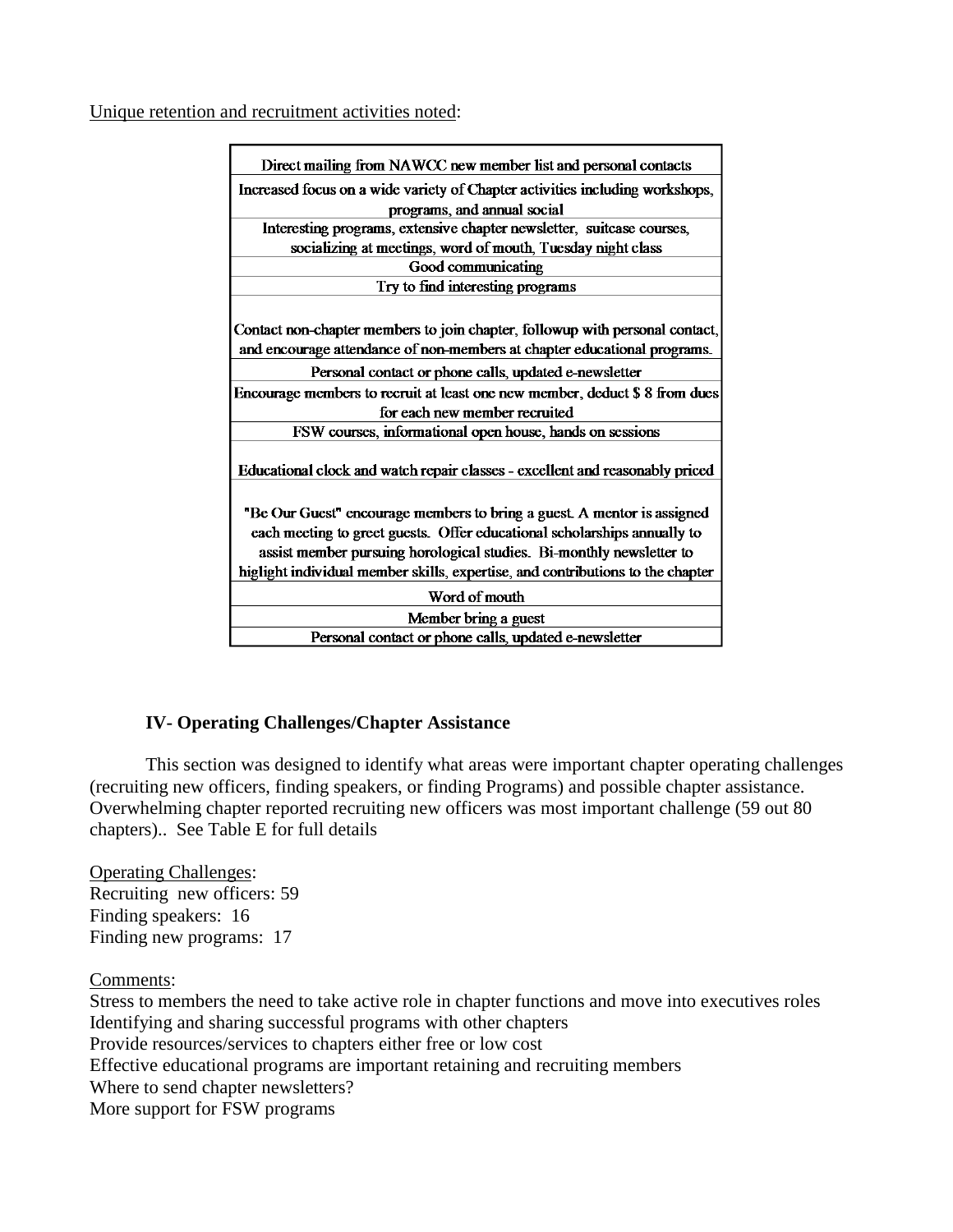Unique retention and recruitment activities noted:

| Direct mailing from NAWCC new member list and personal contacts |
|---|
| Increased focus on a wide variety of Chapter activities including workshops, programs, and annual social |
| Interesting programs, extensive chapter newsletter, suitcase courses, socializing at meetings, word of mouth, Tuesday night class |
| Good communicating |
| Try to find interesting programs |
| Contact non-chapter members to join chapter, followup with personal contact, and encourage attendance of non-members at chapter educational programs. |
| Personal contact or phone calls, updated e-newsletter |
| Encourage members to recruit at least one new member, deduct $ 8 from dues for each new member recruited |
| FSW courses, informational open house, hands on sessions |
| Educational clock and watch repair classes - excellent and reasonably priced |
| "Be Our Guest" encourage members to bring a guest. A mentor is assigned each meeting to greet guests. Offer educational scholarships annually to assist member pursuing horological studies. Bi-monthly newsletter to higlight individual member skills, expertise, and contributions to the chapter |
| Word of mouth |
| Member bring a guest |
| Personal contact or phone calls, updated e-newsletter |

### IV- Operating Challenges/Chapter Assistance

This section was designed to identify what areas were important chapter operating challenges (recruiting new officers, finding speakers, or finding Programs) and possible chapter assistance. Overwhelming chapter reported recruiting new officers was most important challenge (59 out 80 chapters).. See Table E for full details

Operating Challenges:
Recruiting new officers: 59
Finding speakers: 16
Finding new programs: 17

Comments:
Stress to members the need to take active role in chapter functions and move into executives roles
Identifying and sharing successful programs with other chapters
Provide resources/services to chapters either free or low cost
Effective educational programs are important retaining and recruiting members
Where to send chapter newsletters?
More support for FSW programs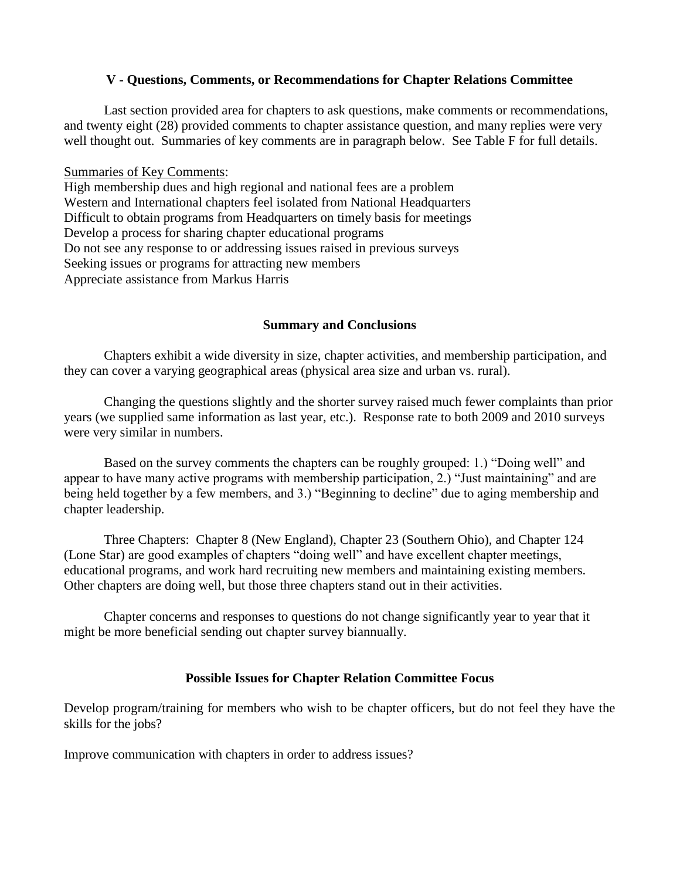### V - Questions, Comments, or Recommendations for Chapter Relations Committee

Last section provided area for chapters to ask questions, make comments or recommendations, and twenty eight (28) provided comments to chapter assistance question, and many replies were very well thought out. Summaries of key comments are in paragraph below. See Table F for full details.

<u>Summaries of Key Comments</u>:
High membership dues and high regional and national fees are a problem
Western and International chapters feel isolated from National Headquarters
Difficult to obtain programs from Headquarters on timely basis for meetings
Develop a process for sharing chapter educational programs
Do not see any response to or addressing issues raised in previous surveys
Seeking issues or programs for attracting new members
Appreciate assistance from Markus Harris

### Summary and Conclusions

Chapters exhibit a wide diversity in size, chapter activities, and membership participation, and they can cover a varying geographical areas (physical area size and urban vs. rural).

Changing the questions slightly and the shorter survey raised much fewer complaints than prior years (we supplied same information as last year, etc.). Response rate to both 2009 and 2010 surveys were very similar in numbers.

Based on the survey comments the chapters can be roughly grouped: 1.) "Doing well" and appear to have many active programs with membership participation, 2.) "Just maintaining" and are being held together by a few members, and 3.) "Beginning to decline" due to aging membership and chapter leadership.

Three Chapters: Chapter 8 (New England), Chapter 23 (Southern Ohio), and Chapter 124 (Lone Star) are good examples of chapters "doing well" and have excellent chapter meetings, educational programs, and work hard recruiting new members and maintaining existing members. Other chapters are doing well, but those three chapters stand out in their activities.

Chapter concerns and responses to questions do not change significantly year to year that it might be more beneficial sending out chapter survey biannually.

### Possible Issues for Chapter Relation Committee Focus

Develop program/training for members who wish to be chapter officers, but do not feel they have the skills for the jobs?

Improve communication with chapters in order to address issues?